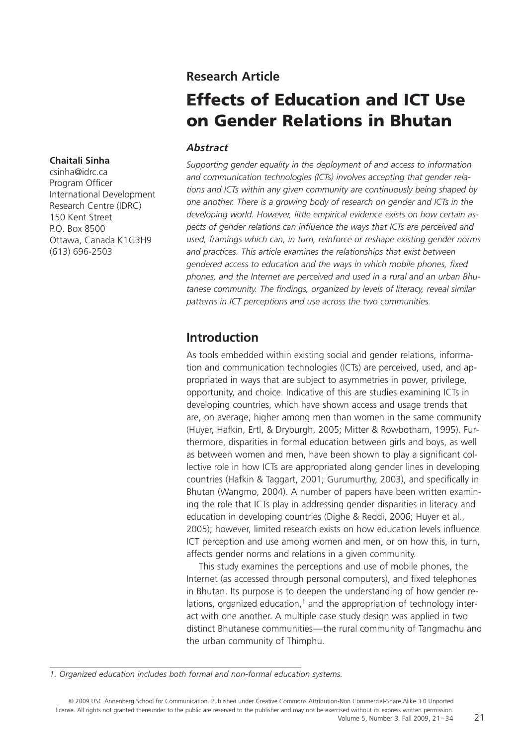**Research Article**

# Effects of Education and ICT Use on Gender Relations in Bhutan

**Chaitali Sinha**
csinha@idrc.ca
Program Officer
International Development Research Centre (IDRC)
150 Kent Street
P.O. Box 8500
Ottawa, Canada K1G3H9
(613) 696-2503

### *Abstract*

*Supporting gender equality in the deployment of and access to information and communication technologies (ICTs) involves accepting that gender relations and ICTs within any given community are continuously being shaped by one another. There is a growing body of research on gender and ICTs in the developing world. However, little empirical evidence exists on how certain aspects of gender relations can influence the ways that ICTs are perceived and used, framings which can, in turn, reinforce or reshape existing gender norms and practices. This article examines the relationships that exist between gendered access to education and the ways in which mobile phones, fixed phones, and the Internet are perceived and used in a rural and an urban Bhutanese community. The findings, organized by levels of literacy, reveal similar patterns in ICT perceptions and use across the two communities.*

## Introduction

As tools embedded within existing social and gender relations, information and communication technologies (ICTs) are perceived, used, and appropriated in ways that are subject to asymmetries in power, privilege, opportunity, and choice. Indicative of this are studies examining ICTs in developing countries, which have shown access and usage trends that are, on average, higher among men than women in the same community (Huyer, Hafkin, Ertl, & Dryburgh, 2005; Mitter & Rowbotham, 1995). Furthermore, disparities in formal education between girls and boys, as well as between women and men, have been shown to play a significant collective role in how ICTs are appropriated along gender lines in developing countries (Hafkin & Taggart, 2001; Gurumurthy, 2003), and specifically in Bhutan (Wangmo, 2004). A number of papers have been written examining the role that ICTs play in addressing gender disparities in literacy and education in developing countries (Dighe & Reddi, 2006; Huyer et al., 2005); however, limited research exists on how education levels influence ICT perception and use among women and men, or on how this, in turn, affects gender norms and relations in a given community.

This study examines the perceptions and use of mobile phones, the Internet (as accessed through personal computers), and fixed telephones in Bhutan. Its purpose is to deepen the understanding of how gender relations, organized education,[1] and the appropriation of technology interact with one another. A multiple case study design was applied in two distinct Bhutanese communities—the rural community of Tangmachu and the urban community of Thimphu.

*1. Organized education includes both formal and non-formal education systems.*

© 2009 USC Annenberg School for Communication. Published under Creative Commons Attribution-Non Commercial-Share Alike 3.0 Unported license. All rights not granted thereunder to the public are reserved to the publisher and may not be exercised without its express written permission.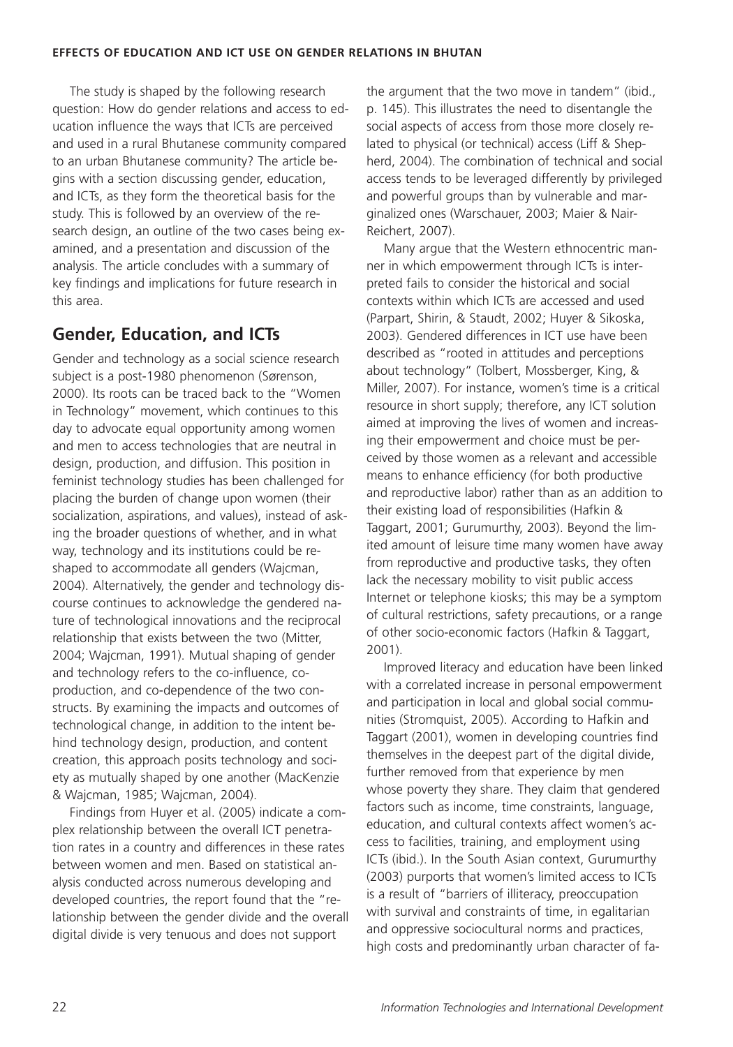The study is shaped by the following research question: How do gender relations and access to education influence the ways that ICTs are perceived and used in a rural Bhutanese community compared to an urban Bhutanese community? The article begins with a section discussing gender, education, and ICTs, as they form the theoretical basis for the study. This is followed by an overview of the research design, an outline of the two cases being examined, and a presentation and discussion of the analysis. The article concludes with a summary of key findings and implications for future research in this area.

## Gender, Education, and ICTs

Gender and technology as a social science research subject is a post-1980 phenomenon (Sørenson, 2000). Its roots can be traced back to the "Women in Technology" movement, which continues to this day to advocate equal opportunity among women and men to access technologies that are neutral in design, production, and diffusion. This position in feminist technology studies has been challenged for placing the burden of change upon women (their socialization, aspirations, and values), instead of asking the broader questions of whether, and in what way, technology and its institutions could be reshaped to accommodate all genders (Wajcman, 2004). Alternatively, the gender and technology discourse continues to acknowledge the gendered nature of technological innovations and the reciprocal relationship that exists between the two (Mitter, 2004; Wajcman, 1991). Mutual shaping of gender and technology refers to the co-influence, co-production, and co-dependence of the two constructs. By examining the impacts and outcomes of technological change, in addition to the intent behind technology design, production, and content creation, this approach posits technology and society as mutually shaped by one another (MacKenzie & Wajcman, 1985; Wajcman, 2004).

Findings from Huyer et al. (2005) indicate a complex relationship between the overall ICT penetration rates in a country and differences in these rates between women and men. Based on statistical analysis conducted across numerous developing and developed countries, the report found that the "relationship between the gender divide and the overall digital divide is very tenuous and does not support the argument that the two move in tandem" (ibid., p. 145). This illustrates the need to disentangle the social aspects of access from those more closely related to physical (or technical) access (Liff & Shepherd, 2004). The combination of technical and social access tends to be leveraged differently by privileged and powerful groups than by vulnerable and marginalized ones (Warschauer, 2003; Maier & Nair-Reichert, 2007).

Many argue that the Western ethnocentric manner in which empowerment through ICTs is interpreted fails to consider the historical and social contexts within which ICTs are accessed and used (Parpart, Shirin, & Staudt, 2002; Huyer & Sikoska, 2003). Gendered differences in ICT use have been described as "rooted in attitudes and perceptions about technology" (Tolbert, Mossberger, King, & Miller, 2007). For instance, women's time is a critical resource in short supply; therefore, any ICT solution aimed at improving the lives of women and increasing their empowerment and choice must be perceived by those women as a relevant and accessible means to enhance efficiency (for both productive and reproductive labor) rather than as an addition to their existing load of responsibilities (Hafkin & Taggart, 2001; Gurumurthy, 2003). Beyond the limited amount of leisure time many women have away from reproductive and productive tasks, they often lack the necessary mobility to visit public access Internet or telephone kiosks; this may be a symptom of cultural restrictions, safety precautions, or a range of other socio-economic factors (Hafkin & Taggart, 2001).

Improved literacy and education have been linked with a correlated increase in personal empowerment and participation in local and global social communities (Stromquist, 2005). According to Hafkin and Taggart (2001), women in developing countries find themselves in the deepest part of the digital divide, further removed from that experience by men whose poverty they share. They claim that gendered factors such as income, time constraints, language, education, and cultural contexts affect women's access to facilities, training, and employment using ICTs (ibid.). In the South Asian context, Gurumurthy (2003) purports that women's limited access to ICTs is a result of "barriers of illiteracy, preoccupation with survival and constraints of time, in egalitarian and oppressive sociocultural norms and practices, high costs and predominantly urban character of fa-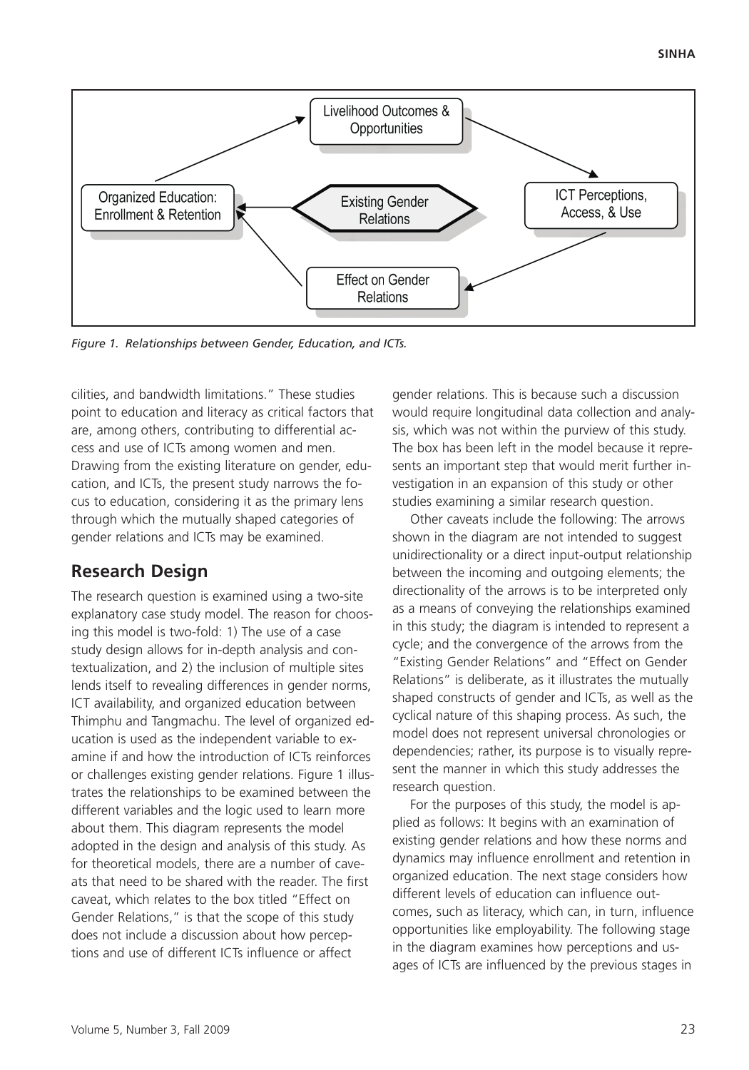*Figure 1. Relationships between Gender, Education, and ICTs.*

cilities, and bandwidth limitations." These studies point to education and literacy as critical factors that are, among others, contributing to differential access and use of ICTs among women and men. Drawing from the existing literature on gender, education, and ICTs, the present study narrows the focus to education, considering it as the primary lens through which the mutually shaped categories of gender relations and ICTs may be examined.

## Research Design

The research question is examined using a two-site explanatory case study model. The reason for choosing this model is two-fold: 1) The use of a case study design allows for in-depth analysis and contextualization, and 2) the inclusion of multiple sites lends itself to revealing differences in gender norms, ICT availability, and organized education between Thimphu and Tangmachu. The level of organized education is used as the independent variable to examine if and how the introduction of ICTs reinforces or challenges existing gender relations. Figure 1 illustrates the relationships to be examined between the different variables and the logic used to learn more about them. This diagram represents the model adopted in the design and analysis of this study. As for theoretical models, there are a number of caveats that need to be shared with the reader. The first caveat, which relates to the box titled "Effect on Gender Relations," is that the scope of this study does not include a discussion about how perceptions and use of different ICTs influence or affect gender relations. This is because such a discussion would require longitudinal data collection and analysis, which was not within the purview of this study. The box has been left in the model because it represents an important step that would merit further investigation in an expansion of this study or other studies examining a similar research question.

Other caveats include the following: The arrows shown in the diagram are not intended to suggest unidirectionality or a direct input-output relationship between the incoming and outgoing elements; the directionality of the arrows is to be interpreted only as a means of conveying the relationships examined in this study; the diagram is intended to represent a cycle; and the convergence of the arrows from the "Existing Gender Relations" and "Effect on Gender Relations" is deliberate, as it illustrates the mutually shaped constructs of gender and ICTs, as well as the cyclical nature of this shaping process. As such, the model does not represent universal chronologies or dependencies; rather, its purpose is to visually represent the manner in which this study addresses the research question.

For the purposes of this study, the model is applied as follows: It begins with an examination of existing gender relations and how these norms and dynamics may influence enrollment and retention in organized education. The next stage considers how different levels of education can influence outcomes, such as literacy, which can, in turn, influence opportunities like employability. The following stage in the diagram examines how perceptions and usages of ICTs are influenced by the previous stages in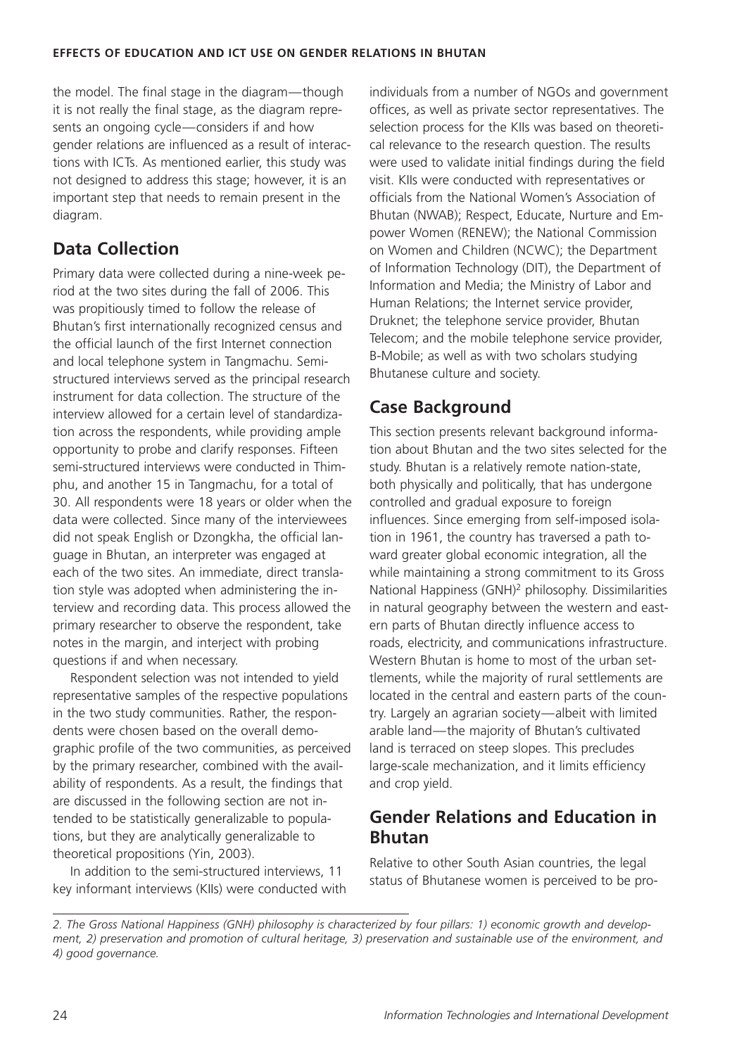the model. The final stage in the diagram—though it is not really the final stage, as the diagram represents an ongoing cycle—considers if and how gender relations are influenced as a result of interactions with ICTs. As mentioned earlier, this study was not designed to address this stage; however, it is an important step that needs to remain present in the diagram.

## Data Collection

Primary data were collected during a nine-week period at the two sites during the fall of 2006. This was propitiously timed to follow the release of Bhutan's first internationally recognized census and the official launch of the first Internet connection and local telephone system in Tangmachu. Semi-structured interviews served as the principal research instrument for data collection. The structure of the interview allowed for a certain level of standardization across the respondents, while providing ample opportunity to probe and clarify responses. Fifteen semi-structured interviews were conducted in Thimphu, and another 15 in Tangmachu, for a total of 30. All respondents were 18 years or older when the data were collected. Since many of the interviewees did not speak English or Dzongkha, the official language in Bhutan, an interpreter was engaged at each of the two sites. An immediate, direct translation style was adopted when administering the interview and recording data. This process allowed the primary researcher to observe the respondent, take notes in the margin, and interject with probing questions if and when necessary.

Respondent selection was not intended to yield representative samples of the respective populations in the two study communities. Rather, the respondents were chosen based on the overall demographic profile of the two communities, as perceived by the primary researcher, combined with the availability of respondents. As a result, the findings that are discussed in the following section are not intended to be statistically generalizable to populations, but they are analytically generalizable to theoretical propositions (Yin, 2003).

In addition to the semi-structured interviews, 11 key informant interviews (KIIs) were conducted with individuals from a number of NGOs and government offices, as well as private sector representatives. The selection process for the KIIs was based on theoretical relevance to the research question. The results were used to validate initial findings during the field visit. KIIs were conducted with representatives or officials from the National Women's Association of Bhutan (NWAB); Respect, Educate, Nurture and Empower Women (RENEW); the National Commission on Women and Children (NCWC); the Department of Information Technology (DIT), the Department of Information and Media; the Ministry of Labor and Human Relations; the Internet service provider, Druknet; the telephone service provider, Bhutan Telecom; and the mobile telephone service provider, B-Mobile; as well as with two scholars studying Bhutanese culture and society.

## Case Background

This section presents relevant background information about Bhutan and the two sites selected for the study. Bhutan is a relatively remote nation-state, both physically and politically, that has undergone controlled and gradual exposure to foreign influences. Since emerging from self-imposed isolation in 1961, the country has traversed a path toward greater global economic integration, all the while maintaining a strong commitment to its Gross National Happiness (GNH)[2] philosophy. Dissimilarities in natural geography between the western and eastern parts of Bhutan directly influence access to roads, electricity, and communications infrastructure. Western Bhutan is home to most of the urban settlements, while the majority of rural settlements are located in the central and eastern parts of the country. Largely an agrarian society—albeit with limited arable land—the majority of Bhutan's cultivated land is terraced on steep slopes. This precludes large-scale mechanization, and it limits efficiency and crop yield.

## Gender Relations and Education in Bhutan

Relative to other South Asian countries, the legal status of Bhutanese women is perceived to be pro-

*2. The Gross National Happiness (GNH) philosophy is characterized by four pillars: 1) economic growth and development, 2) preservation and promotion of cultural heritage, 3) preservation and sustainable use of the environment, and 4) good governance.*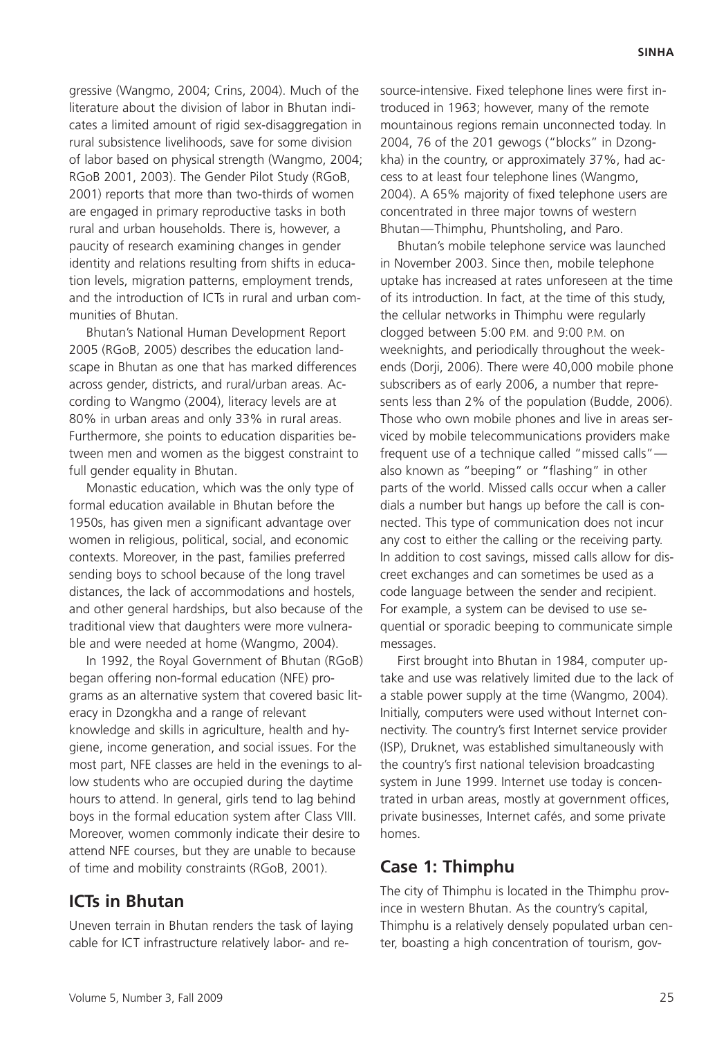gressive (Wangmo, 2004; Crins, 2004). Much of the literature about the division of labor in Bhutan indicates a limited amount of rigid sex-disaggregation in rural subsistence livelihoods, save for some division of labor based on physical strength (Wangmo, 2004; RGoB 2001, 2003). The Gender Pilot Study (RGoB, 2001) reports that more than two-thirds of women are engaged in primary reproductive tasks in both rural and urban households. There is, however, a paucity of research examining changes in gender identity and relations resulting from shifts in education levels, migration patterns, employment trends, and the introduction of ICTs in rural and urban communities of Bhutan.

Bhutan's National Human Development Report 2005 (RGoB, 2005) describes the education landscape in Bhutan as one that has marked differences across gender, districts, and rural/urban areas. According to Wangmo (2004), literacy levels are at 80% in urban areas and only 33% in rural areas. Furthermore, she points to education disparities between men and women as the biggest constraint to full gender equality in Bhutan.

Monastic education, which was the only type of formal education available in Bhutan before the 1950s, has given men a significant advantage over women in religious, political, social, and economic contexts. Moreover, in the past, families preferred sending boys to school because of the long travel distances, the lack of accommodations and hostels, and other general hardships, but also because of the traditional view that daughters were more vulnerable and were needed at home (Wangmo, 2004).

In 1992, the Royal Government of Bhutan (RGoB) began offering non-formal education (NFE) programs as an alternative system that covered basic literacy in Dzongkha and a range of relevant knowledge and skills in agriculture, health and hygiene, income generation, and social issues. For the most part, NFE classes are held in the evenings to allow students who are occupied during the daytime hours to attend. In general, girls tend to lag behind boys in the formal education system after Class VIII. Moreover, women commonly indicate their desire to attend NFE courses, but they are unable to because of time and mobility constraints (RGoB, 2001).

## ICTs in Bhutan

Uneven terrain in Bhutan renders the task of laying cable for ICT infrastructure relatively labor- and resource-intensive. Fixed telephone lines were first introduced in 1963; however, many of the remote mountainous regions remain unconnected today. In 2004, 76 of the 201 gewogs ("blocks" in Dzongkha) in the country, or approximately 37%, had access to at least four telephone lines (Wangmo, 2004). A 65% majority of fixed telephone users are concentrated in three major towns of western Bhutan—Thimphu, Phuntsholing, and Paro.

Bhutan's mobile telephone service was launched in November 2003. Since then, mobile telephone uptake has increased at rates unforeseen at the time of its introduction. In fact, at the time of this study, the cellular networks in Thimphu were regularly clogged between 5:00 P.M. and 9:00 P.M. on weeknights, and periodically throughout the weekends (Dorji, 2006). There were 40,000 mobile phone subscribers as of early 2006, a number that represents less than 2% of the population (Budde, 2006). Those who own mobile phones and live in areas serviced by mobile telecommunications providers make frequent use of a technique called "missed calls"—also known as "beeping" or "flashing" in other parts of the world. Missed calls occur when a caller dials a number but hangs up before the call is connected. This type of communication does not incur any cost to either the calling or the receiving party. In addition to cost savings, missed calls allow for discreet exchanges and can sometimes be used as a code language between the sender and recipient. For example, a system can be devised to use sequential or sporadic beeping to communicate simple messages.

First brought into Bhutan in 1984, computer uptake and use was relatively limited due to the lack of a stable power supply at the time (Wangmo, 2004). Initially, computers were used without Internet connectivity. The country's first Internet service provider (ISP), Druknet, was established simultaneously with the country's first national television broadcasting system in June 1999. Internet use today is concentrated in urban areas, mostly at government offices, private businesses, Internet cafés, and some private homes.

## Case 1: Thimphu

The city of Thimphu is located in the Thimphu province in western Bhutan. As the country's capital, Thimphu is a relatively densely populated urban center, boasting a high concentration of tourism, gov-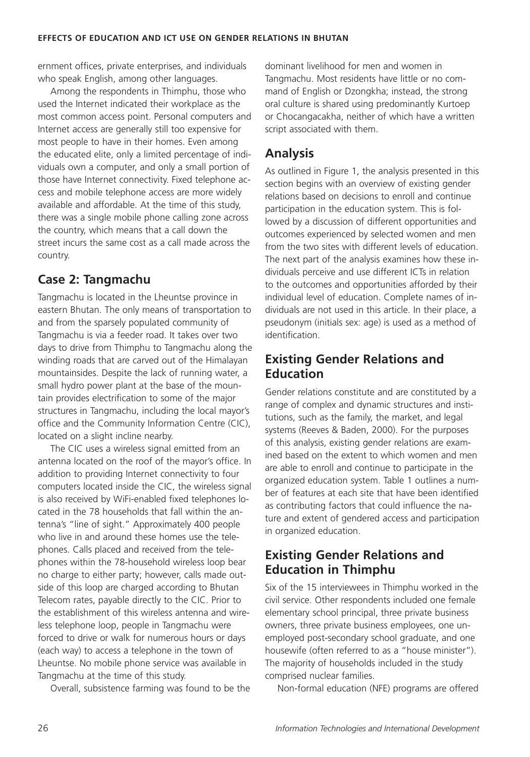ernment offices, private enterprises, and individuals who speak English, among other languages.

Among the respondents in Thimphu, those who used the Internet indicated their workplace as the most common access point. Personal computers and Internet access are generally still too expensive for most people to have in their homes. Even among the educated elite, only a limited percentage of individuals own a computer, and only a small portion of those have Internet connectivity. Fixed telephone access and mobile telephone access are more widely available and affordable. At the time of this study, there was a single mobile phone calling zone across the country, which means that a call down the street incurs the same cost as a call made across the country.

## Case 2: Tangmachu

Tangmachu is located in the Lheuntse province in eastern Bhutan. The only means of transportation to and from the sparsely populated community of Tangmachu is via a feeder road. It takes over two days to drive from Thimphu to Tangmachu along the winding roads that are carved out of the Himalayan mountainsides. Despite the lack of running water, a small hydro power plant at the base of the mountain provides electrification to some of the major structures in Tangmachu, including the local mayor's office and the Community Information Centre (CIC), located on a slight incline nearby.

The CIC uses a wireless signal emitted from an antenna located on the roof of the mayor's office. In addition to providing Internet connectivity to four computers located inside the CIC, the wireless signal is also received by WiFi-enabled fixed telephones located in the 78 households that fall within the antenna's "line of sight." Approximately 400 people who live in and around these homes use the telephones. Calls placed and received from the telephones within the 78-household wireless loop bear no charge to either party; however, calls made outside of this loop are charged according to Bhutan Telecom rates, payable directly to the CIC. Prior to the establishment of this wireless antenna and wireless telephone loop, people in Tangmachu were forced to drive or walk for numerous hours or days (each way) to access a telephone in the town of Lheuntse. No mobile phone service was available in Tangmachu at the time of this study.

Overall, subsistence farming was found to be the dominant livelihood for men and women in Tangmachu. Most residents have little or no command of English or Dzongkha; instead, the strong oral culture is shared using predominantly Kurtoep or Chocangacakha, neither of which have a written script associated with them.

## Analysis

As outlined in Figure 1, the analysis presented in this section begins with an overview of existing gender relations based on decisions to enroll and continue participation in the education system. This is followed by a discussion of different opportunities and outcomes experienced by selected women and men from the two sites with different levels of education. The next part of the analysis examines how these individuals perceive and use different ICTs in relation to the outcomes and opportunities afforded by their individual level of education. Complete names of individuals are not used in this article. In their place, a pseudonym (initials sex: age) is used as a method of identification.

## Existing Gender Relations and Education

Gender relations constitute and are constituted by a range of complex and dynamic structures and institutions, such as the family, the market, and legal systems (Reeves & Baden, 2000). For the purposes of this analysis, existing gender relations are examined based on the extent to which women and men are able to enroll and continue to participate in the organized education system. Table 1 outlines a number of features at each site that have been identified as contributing factors that could influence the nature and extent of gendered access and participation in organized education.

## Existing Gender Relations and Education in Thimphu

Six of the 15 interviewees in Thimphu worked in the civil service. Other respondents included one female elementary school principal, three private business owners, three private business employees, one unemployed post-secondary school graduate, and one housewife (often referred to as a "house minister"). The majority of households included in the study comprised nuclear families.

Non-formal education (NFE) programs are offered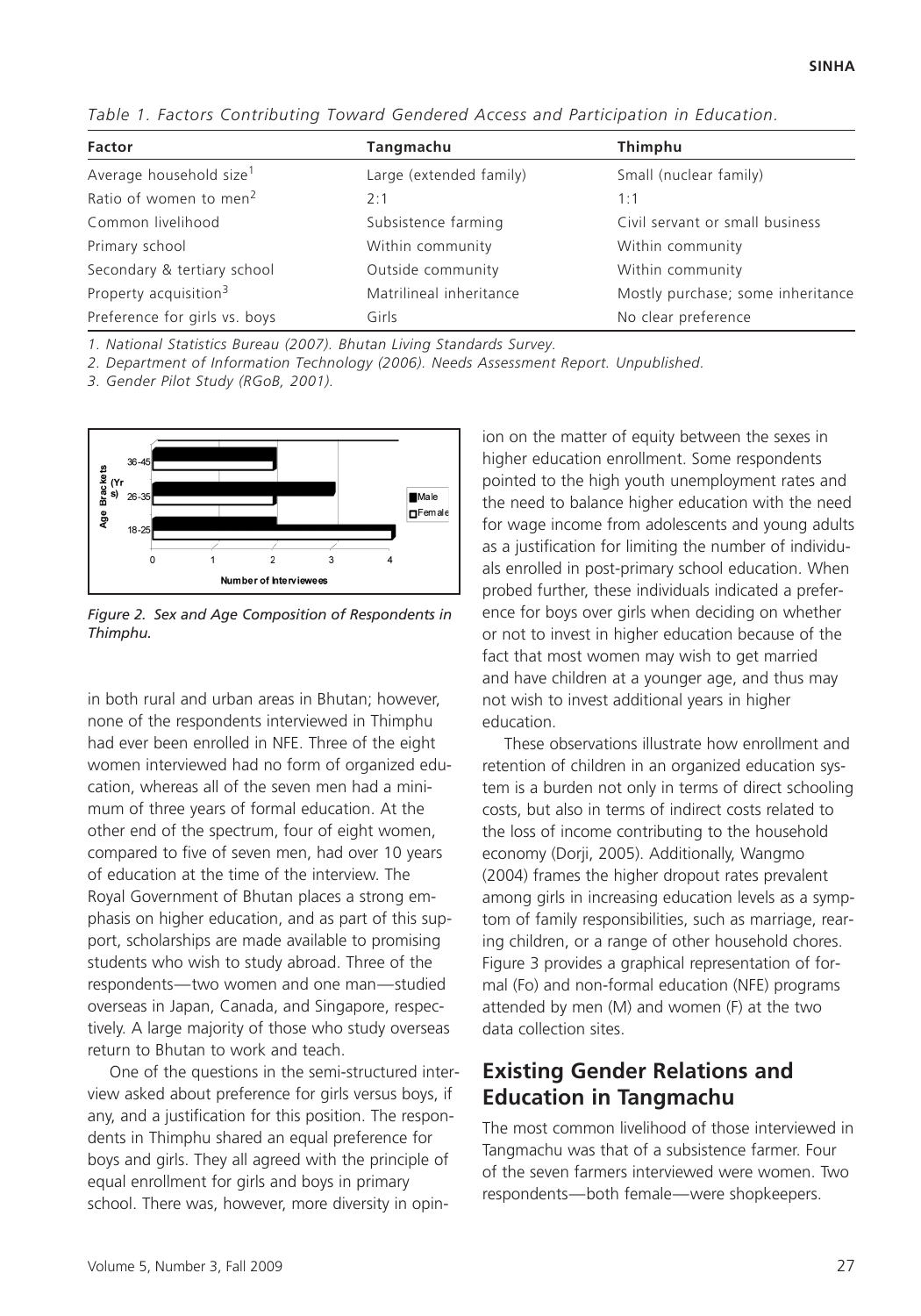*Table 1. Factors Contributing Toward Gendered Access and Participation in Education.*

| Factor | Tangmachu | Thimphu |
|---|---|---|
| Average household size[1] | Large (extended family) | Small (nuclear family) |
| Ratio of women to men[2] | 2:1 | 1:1 |
| Common livelihood | Subsistence farming | Civil servant or small business |
| Primary school | Within community | Within community |
| Secondary & tertiary school | Outside community | Within community |
| Property acquisition[3] | Matrilineal inheritance | Mostly purchase; some inheritance |
| Preference for girls vs. boys | Girls | No clear preference |

*1. National Statistics Bureau (2007). Bhutan Living Standards Survey.*

*2. Department of Information Technology (2006). Needs Assessment Report. Unpublished.*

*3. Gender Pilot Study (RGoB, 2001).*

*Figure 2. Sex and Age Composition of Respondents in Thimphu.*

in both rural and urban areas in Bhutan; however, none of the respondents interviewed in Thimphu had ever been enrolled in NFE. Three of the eight women interviewed had no form of organized education, whereas all of the seven men had a minimum of three years of formal education. At the other end of the spectrum, four of eight women, compared to five of seven men, had over 10 years of education at the time of the interview. The Royal Government of Bhutan places a strong emphasis on higher education, and as part of this support, scholarships are made available to promising students who wish to study abroad. Three of the respondents—two women and one man—studied overseas in Japan, Canada, and Singapore, respectively. A large majority of those who study overseas return to Bhutan to work and teach.

One of the questions in the semi-structured interview asked about preference for girls versus boys, if any, and a justification for this position. The respondents in Thimphu shared an equal preference for boys and girls. They all agreed with the principle of equal enrollment for girls and boys in primary school. There was, however, more diversity in opinion on the matter of equity between the sexes in higher education enrollment. Some respondents pointed to the high youth unemployment rates and the need to balance higher education with the need for wage income from adolescents and young adults as a justification for limiting the number of individuals enrolled in post-primary school education. When probed further, these individuals indicated a preference for boys over girls when deciding on whether or not to invest in higher education because of the fact that most women may wish to get married and have children at a younger age, and thus may not wish to invest additional years in higher education.

These observations illustrate how enrollment and retention of children in an organized education system is a burden not only in terms of direct schooling costs, but also in terms of indirect costs related to the loss of income contributing to the household economy (Dorji, 2005). Additionally, Wangmo (2004) frames the higher dropout rates prevalent among girls in increasing education levels as a symptom of family responsibilities, such as marriage, rearing children, or a range of other household chores. Figure 3 provides a graphical representation of formal (Fo) and non-formal education (NFE) programs attended by men (M) and women (F) at the two data collection sites.

## Existing Gender Relations and Education in Tangmachu

The most common livelihood of those interviewed in Tangmachu was that of a subsistence farmer. Four of the seven farmers interviewed were women. Two respondents—both female—were shopkeepers.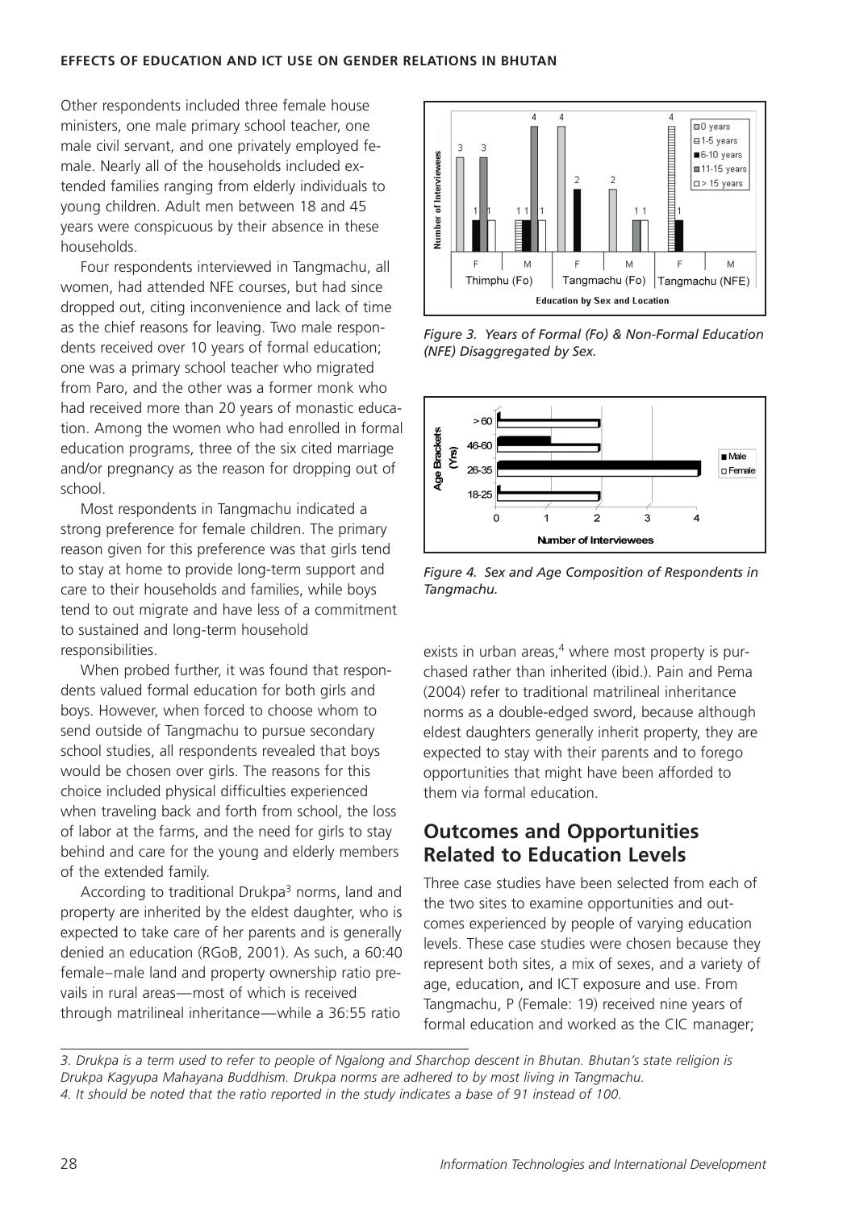Other respondents included three female house ministers, one male primary school teacher, one male civil servant, and one privately employed female. Nearly all of the households included extended families ranging from elderly individuals to young children. Adult men between 18 and 45 years were conspicuous by their absence in these households.

Four respondents interviewed in Tangmachu, all women, had attended NFE courses, but had since dropped out, citing inconvenience and lack of time as the chief reasons for leaving. Two male respondents received over 10 years of formal education; one was a primary school teacher who migrated from Paro, and the other was a former monk who had received more than 20 years of monastic education. Among the women who had enrolled in formal education programs, three of the six cited marriage and/or pregnancy as the reason for dropping out of school.

Most respondents in Tangmachu indicated a strong preference for female children. The primary reason given for this preference was that girls tend to stay at home to provide long-term support and care to their households and families, while boys tend to out migrate and have less of a commitment to sustained and long-term household responsibilities.

When probed further, it was found that respondents valued formal education for both girls and boys. However, when forced to choose whom to send outside of Tangmachu to pursue secondary school studies, all respondents revealed that boys would be chosen over girls. The reasons for this choice included physical difficulties experienced when traveling back and forth from school, the loss of labor at the farms, and the need for girls to stay behind and care for the young and elderly members of the extended family.

According to traditional Drukpa[3] norms, land and property are inherited by the eldest daughter, who is expected to take care of her parents and is generally denied an education (RGoB, 2001). As such, a 60:40 female–male land and property ownership ratio prevails in rural areas—most of which is received through matrilineal inheritance—while a 36:55 ratio exists in urban areas,[4] where most property is purchased rather than inherited (ibid.). Pain and Pema (2004) refer to traditional matrilineal inheritance norms as a double-edged sword, because although eldest daughters generally inherit property, they are expected to stay with their parents and to forego opportunities that might have been afforded to them via formal education.

*Figure 3. Years of Formal (Fo) & Non-Formal Education (NFE) Disaggregated by Sex.*

*Figure 4. Sex and Age Composition of Respondents in Tangmachu.*

## Outcomes and Opportunities Related to Education Levels

Three case studies have been selected from each of the two sites to examine opportunities and outcomes experienced by people of varying education levels. These case studies were chosen because they represent both sites, a mix of sexes, and a variety of age, education, and ICT exposure and use. From Tangmachu, P (Female: 19) received nine years of formal education and worked as the CIC manager;

*3. Drukpa is a term used to refer to people of Ngalong and Sharchop descent in Bhutan. Bhutan's state religion is Drukpa Kagyupa Mahayana Buddhism. Drukpa norms are adhered to by most living in Tangmachu.*

*4. It should be noted that the ratio reported in the study indicates a base of 91 instead of 100.*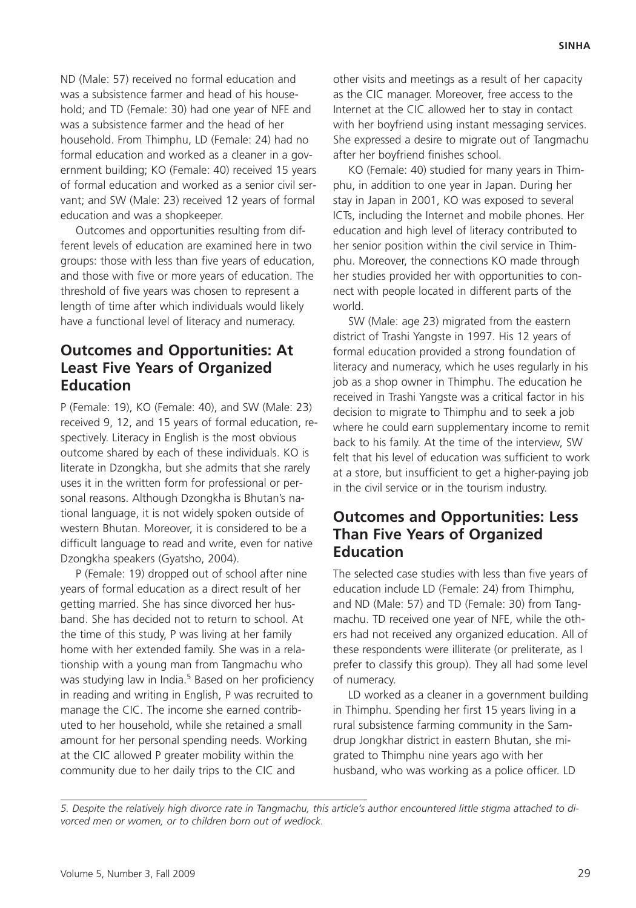ND (Male: 57) received no formal education and was a subsistence farmer and head of his household; and TD (Female: 30) had one year of NFE and was a subsistence farmer and the head of her household. From Thimphu, LD (Female: 24) had no formal education and worked as a cleaner in a government building; KO (Female: 40) received 15 years of formal education and worked as a senior civil servant; and SW (Male: 23) received 12 years of formal education and was a shopkeeper.

Outcomes and opportunities resulting from different levels of education are examined here in two groups: those with less than five years of education, and those with five or more years of education. The threshold of five years was chosen to represent a length of time after which individuals would likely have a functional level of literacy and numeracy.

## Outcomes and Opportunities: At Least Five Years of Organized Education

P (Female: 19), KO (Female: 40), and SW (Male: 23) received 9, 12, and 15 years of formal education, respectively. Literacy in English is the most obvious outcome shared by each of these individuals. KO is literate in Dzongkha, but she admits that she rarely uses it in the written form for professional or personal reasons. Although Dzongkha is Bhutan's national language, it is not widely spoken outside of western Bhutan. Moreover, it is considered to be a difficult language to read and write, even for native Dzongkha speakers (Gyatsho, 2004).

P (Female: 19) dropped out of school after nine years of formal education as a direct result of her getting married. She has since divorced her husband. She has decided not to return to school. At the time of this study, P was living at her family home with her extended family. She was in a relationship with a young man from Tangmachu who was studying law in India.[5] Based on her proficiency in reading and writing in English, P was recruited to manage the CIC. The income she earned contributed to her household, while she retained a small amount for her personal spending needs. Working at the CIC allowed P greater mobility within the community due to her daily trips to the CIC and other visits and meetings as a result of her capacity as the CIC manager. Moreover, free access to the Internet at the CIC allowed her to stay in contact with her boyfriend using instant messaging services. She expressed a desire to migrate out of Tangmachu after her boyfriend finishes school.

KO (Female: 40) studied for many years in Thimphu, in addition to one year in Japan. During her stay in Japan in 2001, KO was exposed to several ICTs, including the Internet and mobile phones. Her education and high level of literacy contributed to her senior position within the civil service in Thimphu. Moreover, the connections KO made through her studies provided her with opportunities to connect with people located in different parts of the world.

SW (Male: age 23) migrated from the eastern district of Trashi Yangste in 1997. His 12 years of formal education provided a strong foundation of literacy and numeracy, which he uses regularly in his job as a shop owner in Thimphu. The education he received in Trashi Yangste was a critical factor in his decision to migrate to Thimphu and to seek a job where he could earn supplementary income to remit back to his family. At the time of the interview, SW felt that his level of education was sufficient to work at a store, but insufficient to get a higher-paying job in the civil service or in the tourism industry.

## Outcomes and Opportunities: Less Than Five Years of Organized Education

The selected case studies with less than five years of education include LD (Female: 24) from Thimphu, and ND (Male: 57) and TD (Female: 30) from Tangmachu. TD received one year of NFE, while the others had not received any organized education. All of these respondents were illiterate (or preliterate, as I prefer to classify this group). They all had some level of numeracy.

LD worked as a cleaner in a government building in Thimphu. Spending her first 15 years living in a rural subsistence farming community in the Samdrup Jongkhar district in eastern Bhutan, she migrated to Thimphu nine years ago with her husband, who was working as a police officer. LD

*5. Despite the relatively high divorce rate in Tangmachu, this article's author encountered little stigma attached to divorced men or women, or to children born out of wedlock.*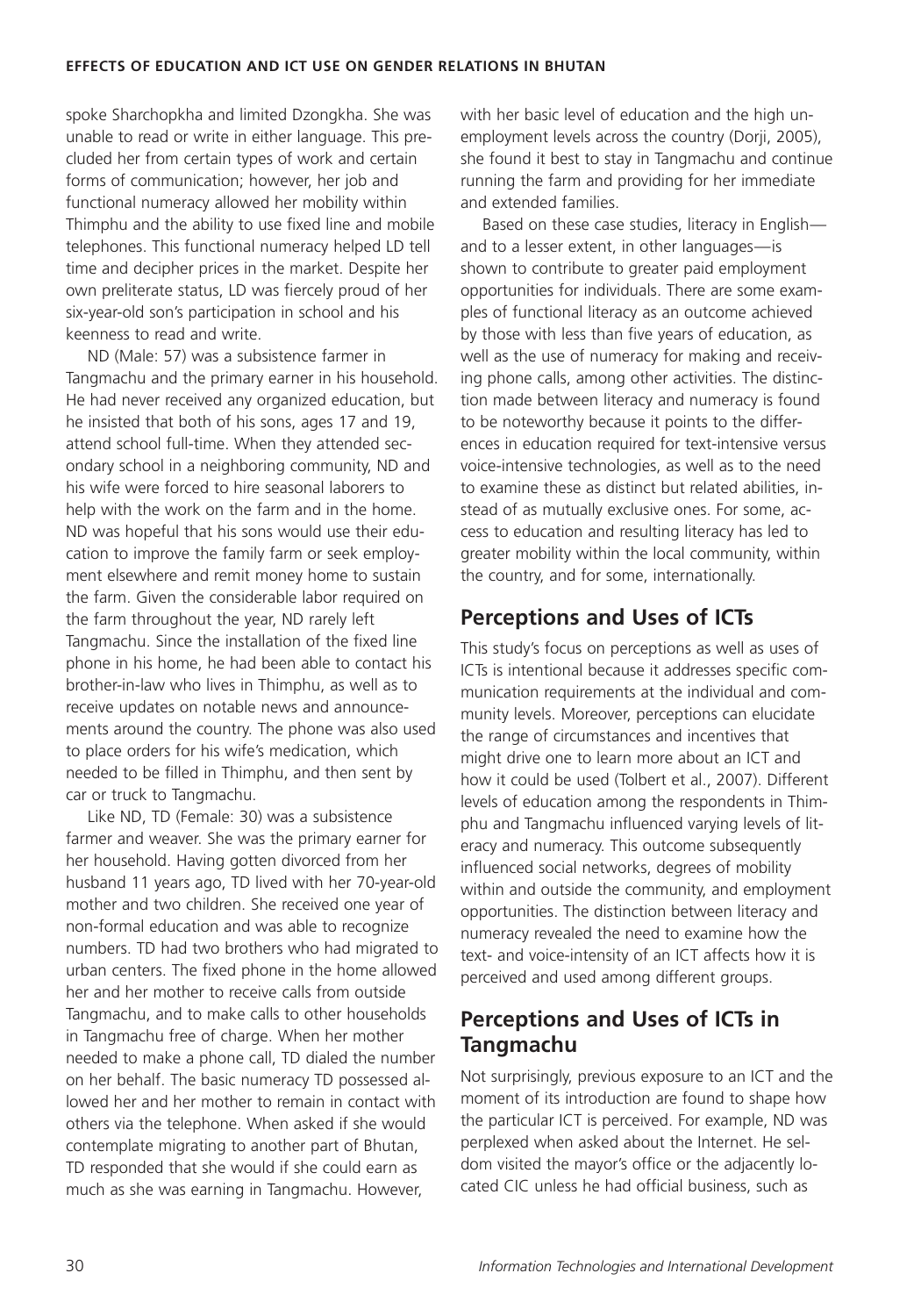spoke Sharchopkha and limited Dzongkha. She was unable to read or write in either language. This precluded her from certain types of work and certain forms of communication; however, her job and functional numeracy allowed her mobility within Thimphu and the ability to use fixed line and mobile telephones. This functional numeracy helped LD tell time and decipher prices in the market. Despite her own preliterate status, LD was fiercely proud of her six-year-old son's participation in school and his keenness to read and write.

ND (Male: 57) was a subsistence farmer in Tangmachu and the primary earner in his household. He had never received any organized education, but he insisted that both of his sons, ages 17 and 19, attend school full-time. When they attended secondary school in a neighboring community, ND and his wife were forced to hire seasonal laborers to help with the work on the farm and in the home. ND was hopeful that his sons would use their education to improve the family farm or seek employment elsewhere and remit money home to sustain the farm. Given the considerable labor required on the farm throughout the year, ND rarely left Tangmachu. Since the installation of the fixed line phone in his home, he had been able to contact his brother-in-law who lives in Thimphu, as well as to receive updates on notable news and announcements around the country. The phone was also used to place orders for his wife's medication, which needed to be filled in Thimphu, and then sent by car or truck to Tangmachu.

Like ND, TD (Female: 30) was a subsistence farmer and weaver. She was the primary earner for her household. Having gotten divorced from her husband 11 years ago, TD lived with her 70-year-old mother and two children. She received one year of non-formal education and was able to recognize numbers. TD had two brothers who had migrated to urban centers. The fixed phone in the home allowed her and her mother to receive calls from outside Tangmachu, and to make calls to other households in Tangmachu free of charge. When her mother needed to make a phone call, TD dialed the number on her behalf. The basic numeracy TD possessed allowed her and her mother to remain in contact with others via the telephone. When asked if she would contemplate migrating to another part of Bhutan, TD responded that she would if she could earn as much as she was earning in Tangmachu. However, with her basic level of education and the high unemployment levels across the country (Dorji, 2005), she found it best to stay in Tangmachu and continue running the farm and providing for her immediate and extended families.

Based on these case studies, literacy in English—and to a lesser extent, in other languages—is shown to contribute to greater paid employment opportunities for individuals. There are some examples of functional literacy as an outcome achieved by those with less than five years of education, as well as the use of numeracy for making and receiving phone calls, among other activities. The distinction made between literacy and numeracy is found to be noteworthy because it points to the differences in education required for text-intensive versus voice-intensive technologies, as well as to the need to examine these as distinct but related abilities, instead of as mutually exclusive ones. For some, access to education and resulting literacy has led to greater mobility within the local community, within the country, and for some, internationally.

## Perceptions and Uses of ICTs

This study's focus on perceptions as well as uses of ICTs is intentional because it addresses specific communication requirements at the individual and community levels. Moreover, perceptions can elucidate the range of circumstances and incentives that might drive one to learn more about an ICT and how it could be used (Tolbert et al., 2007). Different levels of education among the respondents in Thimphu and Tangmachu influenced varying levels of literacy and numeracy. This outcome subsequently influenced social networks, degrees of mobility within and outside the community, and employment opportunities. The distinction between literacy and numeracy revealed the need to examine how the text- and voice-intensity of an ICT affects how it is perceived and used among different groups.

## Perceptions and Uses of ICTs in Tangmachu

Not surprisingly, previous exposure to an ICT and the moment of its introduction are found to shape how the particular ICT is perceived. For example, ND was perplexed when asked about the Internet. He seldom visited the mayor's office or the adjacently located CIC unless he had official business, such as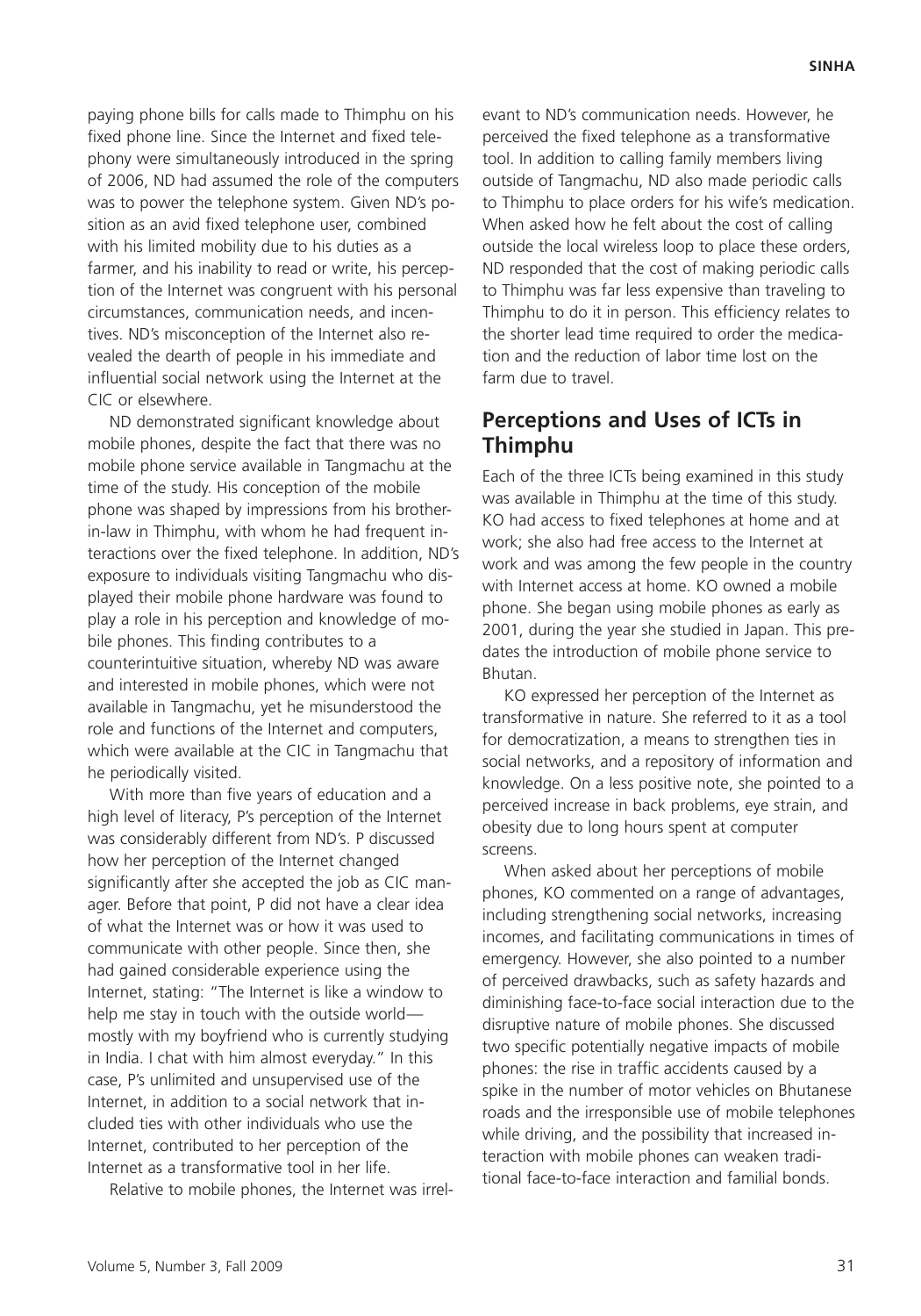paying phone bills for calls made to Thimphu on his fixed phone line. Since the Internet and fixed telephony were simultaneously introduced in the spring of 2006, ND had assumed the role of the computers was to power the telephone system. Given ND's position as an avid fixed telephone user, combined with his limited mobility due to his duties as a farmer, and his inability to read or write, his perception of the Internet was congruent with his personal circumstances, communication needs, and incentives. ND's misconception of the Internet also revealed the dearth of people in his immediate and influential social network using the Internet at the CIC or elsewhere.

ND demonstrated significant knowledge about mobile phones, despite the fact that there was no mobile phone service available in Tangmachu at the time of the study. His conception of the mobile phone was shaped by impressions from his brother-in-law in Thimphu, with whom he had frequent interactions over the fixed telephone. In addition, ND's exposure to individuals visiting Tangmachu who displayed their mobile phone hardware was found to play a role in his perception and knowledge of mobile phones. This finding contributes to a counterintuitive situation, whereby ND was aware and interested in mobile phones, which were not available in Tangmachu, yet he misunderstood the role and functions of the Internet and computers, which were available at the CIC in Tangmachu that he periodically visited.

With more than five years of education and a high level of literacy, P's perception of the Internet was considerably different from ND's. P discussed how her perception of the Internet changed significantly after she accepted the job as CIC manager. Before that point, P did not have a clear idea of what the Internet was or how it was used to communicate with other people. Since then, she had gained considerable experience using the Internet, stating: "The Internet is like a window to help me stay in touch with the outside world—mostly with my boyfriend who is currently studying in India. I chat with him almost everyday." In this case, P's unlimited and unsupervised use of the Internet, in addition to a social network that included ties with other individuals who use the Internet, contributed to her perception of the Internet as a transformative tool in her life.

Relative to mobile phones, the Internet was irrelevant to ND's communication needs. However, he perceived the fixed telephone as a transformative tool. In addition to calling family members living outside of Tangmachu, ND also made periodic calls to Thimphu to place orders for his wife's medication. When asked how he felt about the cost of calling outside the local wireless loop to place these orders, ND responded that the cost of making periodic calls to Thimphu was far less expensive than traveling to Thimphu to do it in person. This efficiency relates to the shorter lead time required to order the medication and the reduction of labor time lost on the farm due to travel.

## Perceptions and Uses of ICTs in Thimphu

Each of the three ICTs being examined in this study was available in Thimphu at the time of this study. KO had access to fixed telephones at home and at work; she also had free access to the Internet at work and was among the few people in the country with Internet access at home. KO owned a mobile phone. She began using mobile phones as early as 2001, during the year she studied in Japan. This predates the introduction of mobile phone service to Bhutan.

KO expressed her perception of the Internet as transformative in nature. She referred to it as a tool for democratization, a means to strengthen ties in social networks, and a repository of information and knowledge. On a less positive note, she pointed to a perceived increase in back problems, eye strain, and obesity due to long hours spent at computer screens.

When asked about her perceptions of mobile phones, KO commented on a range of advantages, including strengthening social networks, increasing incomes, and facilitating communications in times of emergency. However, she also pointed to a number of perceived drawbacks, such as safety hazards and diminishing face-to-face social interaction due to the disruptive nature of mobile phones. She discussed two specific potentially negative impacts of mobile phones: the rise in traffic accidents caused by a spike in the number of motor vehicles on Bhutanese roads and the irresponsible use of mobile telephones while driving, and the possibility that increased interaction with mobile phones can weaken traditional face-to-face interaction and familial bonds.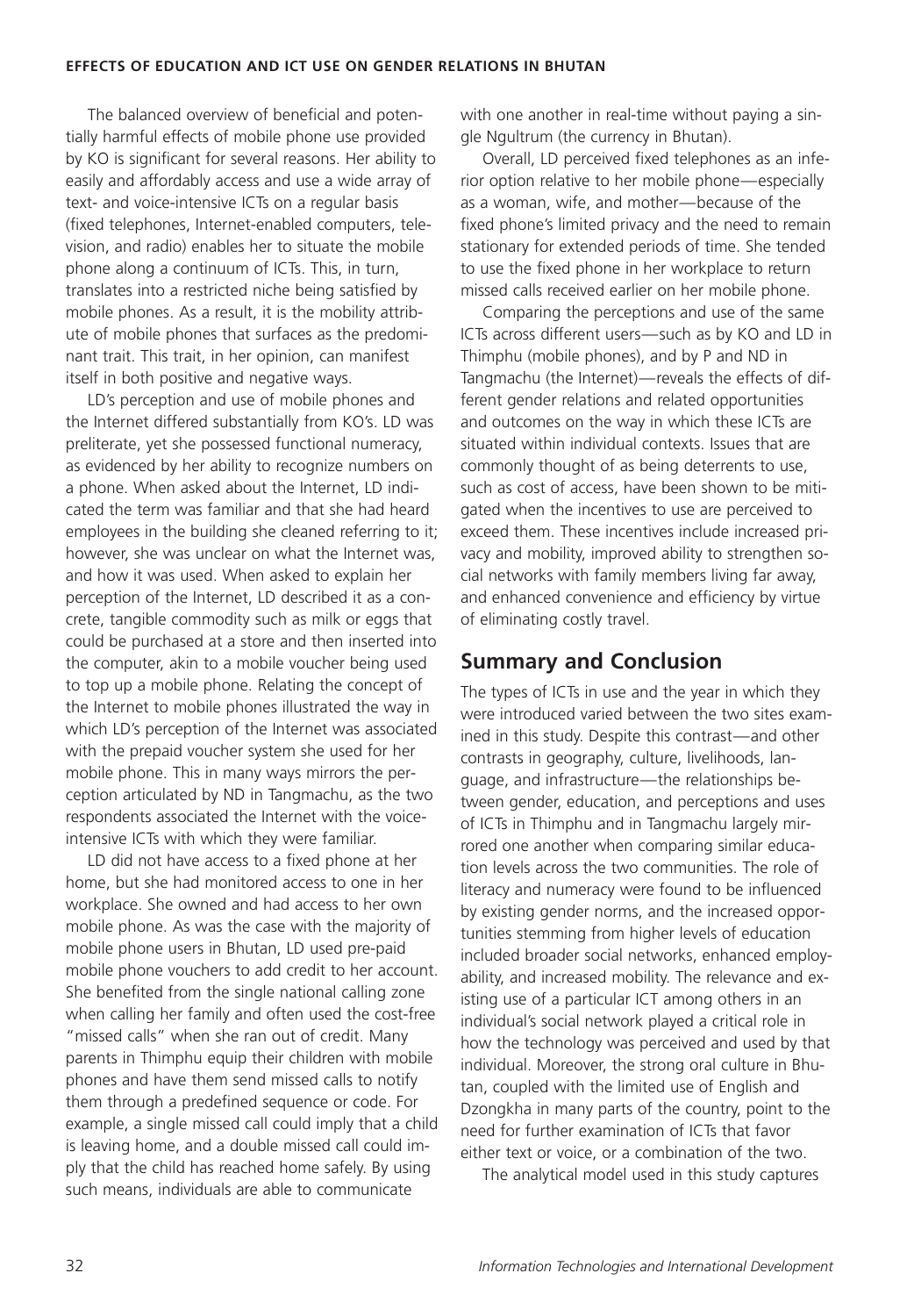The balanced overview of beneficial and potentially harmful effects of mobile phone use provided by KO is significant for several reasons. Her ability to easily and affordably access and use a wide array of text- and voice-intensive ICTs on a regular basis (fixed telephones, Internet-enabled computers, television, and radio) enables her to situate the mobile phone along a continuum of ICTs. This, in turn, translates into a restricted niche being satisfied by mobile phones. As a result, it is the mobility attribute of mobile phones that surfaces as the predominant trait. This trait, in her opinion, can manifest itself in both positive and negative ways.

LD's perception and use of mobile phones and the Internet differed substantially from KO's. LD was preliterate, yet she possessed functional numeracy, as evidenced by her ability to recognize numbers on a phone. When asked about the Internet, LD indicated the term was familiar and that she had heard employees in the building she cleaned referring to it; however, she was unclear on what the Internet was, and how it was used. When asked to explain her perception of the Internet, LD described it as a concrete, tangible commodity such as milk or eggs that could be purchased at a store and then inserted into the computer, akin to a mobile voucher being used to top up a mobile phone. Relating the concept of the Internet to mobile phones illustrated the way in which LD's perception of the Internet was associated with the prepaid voucher system she used for her mobile phone. This in many ways mirrors the perception articulated by ND in Tangmachu, as the two respondents associated the Internet with the voice-intensive ICTs with which they were familiar.

LD did not have access to a fixed phone at her home, but she had monitored access to one in her workplace. She owned and had access to her own mobile phone. As was the case with the majority of mobile phone users in Bhutan, LD used pre-paid mobile phone vouchers to add credit to her account. She benefited from the single national calling zone when calling her family and often used the cost-free "missed calls" when she ran out of credit. Many parents in Thimphu equip their children with mobile phones and have them send missed calls to notify them through a predefined sequence or code. For example, a single missed call could imply that a child is leaving home, and a double missed call could imply that the child has reached home safely. By using such means, individuals are able to communicate with one another in real-time without paying a single Ngultrum (the currency in Bhutan).

Overall, LD perceived fixed telephones as an inferior option relative to her mobile phone—especially as a woman, wife, and mother—because of the fixed phone's limited privacy and the need to remain stationary for extended periods of time. She tended to use the fixed phone in her workplace to return missed calls received earlier on her mobile phone.

Comparing the perceptions and use of the same ICTs across different users—such as by KO and LD in Thimphu (mobile phones), and by P and ND in Tangmachu (the Internet)—reveals the effects of different gender relations and related opportunities and outcomes on the way in which these ICTs are situated within individual contexts. Issues that are commonly thought of as being deterrents to use, such as cost of access, have been shown to be mitigated when the incentives to use are perceived to exceed them. These incentives include increased privacy and mobility, improved ability to strengthen social networks with family members living far away, and enhanced convenience and efficiency by virtue of eliminating costly travel.

## Summary and Conclusion

The types of ICTs in use and the year in which they were introduced varied between the two sites examined in this study. Despite this contrast—and other contrasts in geography, culture, livelihoods, language, and infrastructure—the relationships between gender, education, and perceptions and uses of ICTs in Thimphu and in Tangmachu largely mirrored one another when comparing similar education levels across the two communities. The role of literacy and numeracy were found to be influenced by existing gender norms, and the increased opportunities stemming from higher levels of education included broader social networks, enhanced employability, and increased mobility. The relevance and existing use of a particular ICT among others in an individual's social network played a critical role in how the technology was perceived and used by that individual. Moreover, the strong oral culture in Bhutan, coupled with the limited use of English and Dzongkha in many parts of the country, point to the need for further examination of ICTs that favor either text or voice, or a combination of the two.

The analytical model used in this study captures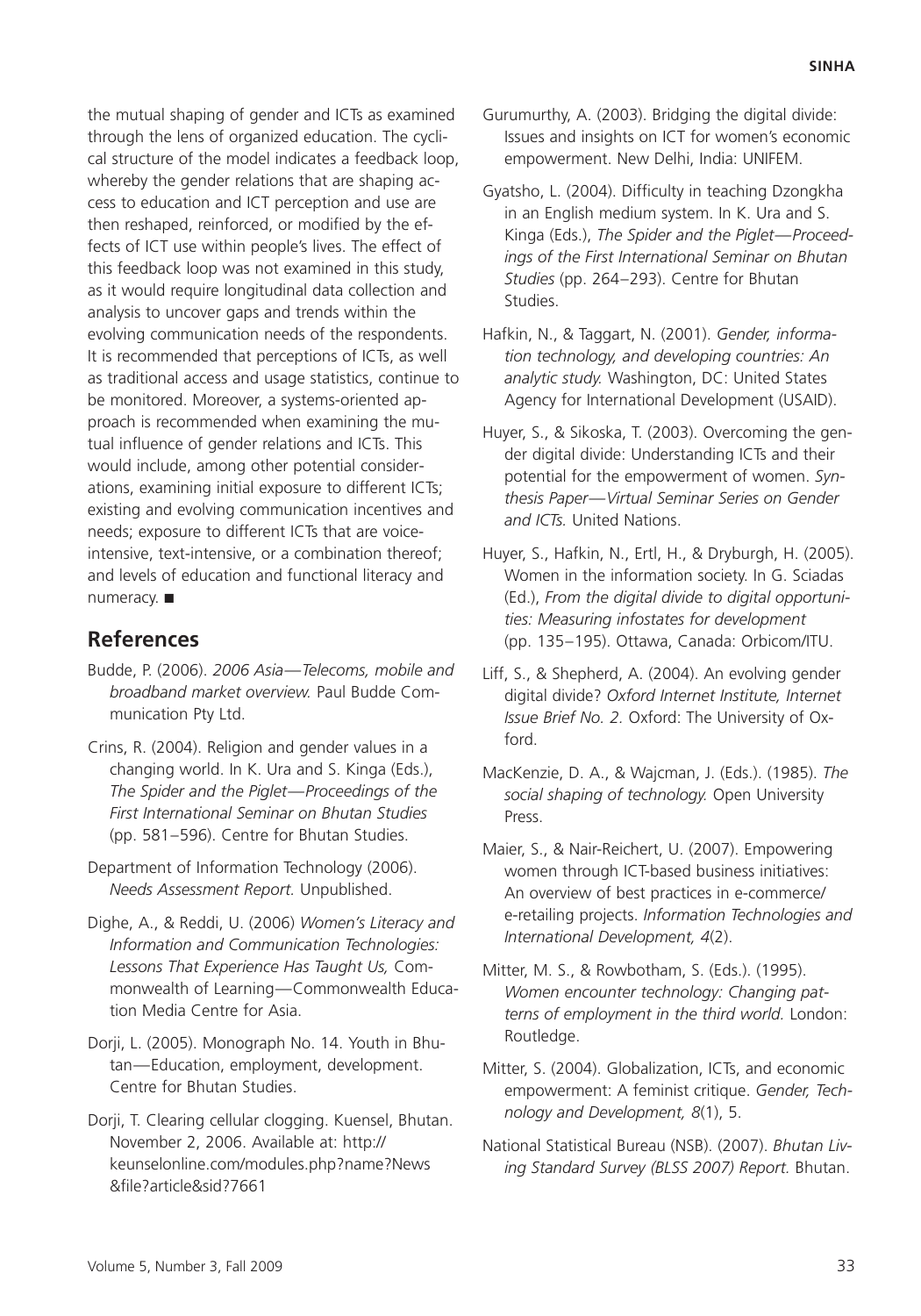the mutual shaping of gender and ICTs as examined through the lens of organized education. The cyclical structure of the model indicates a feedback loop, whereby the gender relations that are shaping access to education and ICT perception and use are then reshaped, reinforced, or modified by the effects of ICT use within people's lives. The effect of this feedback loop was not examined in this study, as it would require longitudinal data collection and analysis to uncover gaps and trends within the evolving communication needs of the respondents. It is recommended that perceptions of ICTs, as well as traditional access and usage statistics, continue to be monitored. Moreover, a systems-oriented approach is recommended when examining the mutual influence of gender relations and ICTs. This would include, among other potential considerations, examining initial exposure to different ICTs; existing and evolving communication incentives and needs; exposure to different ICTs that are voice-intensive, text-intensive, or a combination thereof; and levels of education and functional literacy and numeracy. ■

## References

Budde, P. (2006). *2006 Asia—Telecoms, mobile and broadband market overview.* Paul Budde Communication Pty Ltd.

Crins, R. (2004). Religion and gender values in a changing world. In K. Ura and S. Kinga (Eds.), *The Spider and the Piglet—Proceedings of the First International Seminar on Bhutan Studies* (pp. 581–596). Centre for Bhutan Studies.

Department of Information Technology (2006). *Needs Assessment Report.* Unpublished.

Dighe, A., & Reddi, U. (2006) *Women's Literacy and Information and Communication Technologies: Lessons That Experience Has Taught Us,* Commonwealth of Learning—Commonwealth Education Media Centre for Asia.

Dorji, L. (2005). Monograph No. 14. Youth in Bhutan—Education, employment, development. Centre for Bhutan Studies.

Dorji, T. Clearing cellular clogging. Kuensel, Bhutan. November 2, 2006. Available at: http://keunselonline.com/modules.php?name?News&file?article&sid?7661

Gurumurthy, A. (2003). Bridging the digital divide: Issues and insights on ICT for women's economic empowerment. New Delhi, India: UNIFEM.

Gyatsho, L. (2004). Difficulty in teaching Dzongkha in an English medium system. In K. Ura and S. Kinga (Eds.), *The Spider and the Piglet—Proceedings of the First International Seminar on Bhutan Studies* (pp. 264–293). Centre for Bhutan Studies.

Hafkin, N., & Taggart, N. (2001). *Gender, information technology, and developing countries: An analytic study.* Washington, DC: United States Agency for International Development (USAID).

Huyer, S., & Sikoska, T. (2003). Overcoming the gender digital divide: Understanding ICTs and their potential for the empowerment of women. *Synthesis Paper—Virtual Seminar Series on Gender and ICTs.* United Nations.

Huyer, S., Hafkin, N., Ertl, H., & Dryburgh, H. (2005). Women in the information society. In G. Sciadas (Ed.), *From the digital divide to digital opportunities: Measuring infostates for development* (pp. 135–195). Ottawa, Canada: Orbicom/ITU.

Liff, S., & Shepherd, A. (2004). An evolving gender digital divide? *Oxford Internet Institute, Internet Issue Brief No. 2.* Oxford: The University of Oxford.

MacKenzie, D. A., & Wajcman, J. (Eds.). (1985). *The social shaping of technology.* Open University Press.

Maier, S., & Nair-Reichert, U. (2007). Empowering women through ICT-based business initiatives: An overview of best practices in e-commerce/e-retailing projects. *Information Technologies and International Development, 4*(2).

Mitter, M. S., & Rowbotham, S. (Eds.). (1995). *Women encounter technology: Changing patterns of employment in the third world.* London: Routledge.

Mitter, S. (2004). Globalization, ICTs, and economic empowerment: A feminist critique. *Gender, Technology and Development, 8*(1), 5.

National Statistical Bureau (NSB). (2007). *Bhutan Living Standard Survey (BLSS 2007) Report.* Bhutan.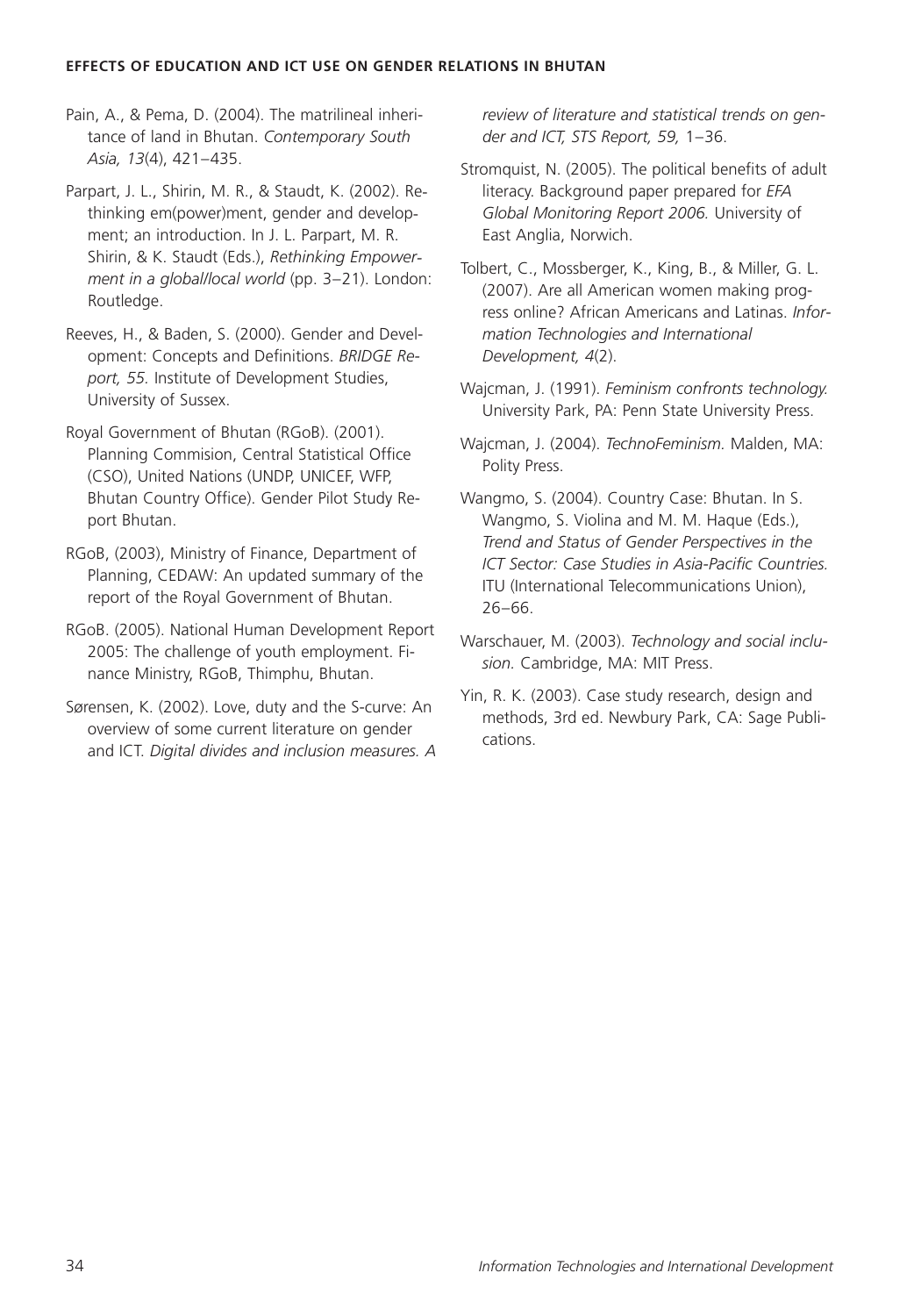Pain, A., & Pema, D. (2004). The matrilineal inheritance of land in Bhutan. *Contemporary South Asia, 13*(4), 421–435.

Parpart, J. L., Shirin, M. R., & Staudt, K. (2002). Rethinking em(power)ment, gender and development; an introduction. In J. L. Parpart, M. R. Shirin, & K. Staudt (Eds.), *Rethinking Empowerment in a global/local world* (pp. 3–21). London: Routledge.

Reeves, H., & Baden, S. (2000). Gender and Development: Concepts and Definitions. *BRIDGE Report, 55*. Institute of Development Studies, University of Sussex.

Royal Government of Bhutan (RGoB). (2001). Planning Commision, Central Statistical Office (CSO), United Nations (UNDP, UNICEF, WFP, Bhutan Country Office). Gender Pilot Study Report Bhutan.

RGoB, (2003), Ministry of Finance, Department of Planning, CEDAW: An updated summary of the report of the Royal Government of Bhutan.

RGoB. (2005). National Human Development Report 2005: The challenge of youth employment. Finance Ministry, RGoB, Thimphu, Bhutan.

Sørensen, K. (2002). Love, duty and the S-curve: An overview of some current literature on gender and ICT. *Digital divides and inclusion measures. A review of literature and statistical trends on gender and ICT, STS Report, 59,* 1–36.

Stromquist, N. (2005). The political benefits of adult literacy. Background paper prepared for *EFA Global Monitoring Report 2006.* University of East Anglia, Norwich.

Tolbert, C., Mossberger, K., King, B., & Miller, G. L. (2007). Are all American women making progress online? African Americans and Latinas. *Information Technologies and International Development, 4*(2).

Wajcman, J. (1991). *Feminism confronts technology.* University Park, PA: Penn State University Press.

Wajcman, J. (2004). *TechnoFeminism.* Malden, MA: Polity Press.

Wangmo, S. (2004). Country Case: Bhutan. In S. Wangmo, S. Violina and M. M. Haque (Eds.), *Trend and Status of Gender Perspectives in the ICT Sector: Case Studies in Asia-Pacific Countries.* ITU (International Telecommunications Union), 26–66.

Warschauer, M. (2003). *Technology and social inclusion.* Cambridge, MA: MIT Press.

Yin, R. K. (2003). Case study research, design and methods, 3rd ed. Newbury Park, CA: Sage Publications.